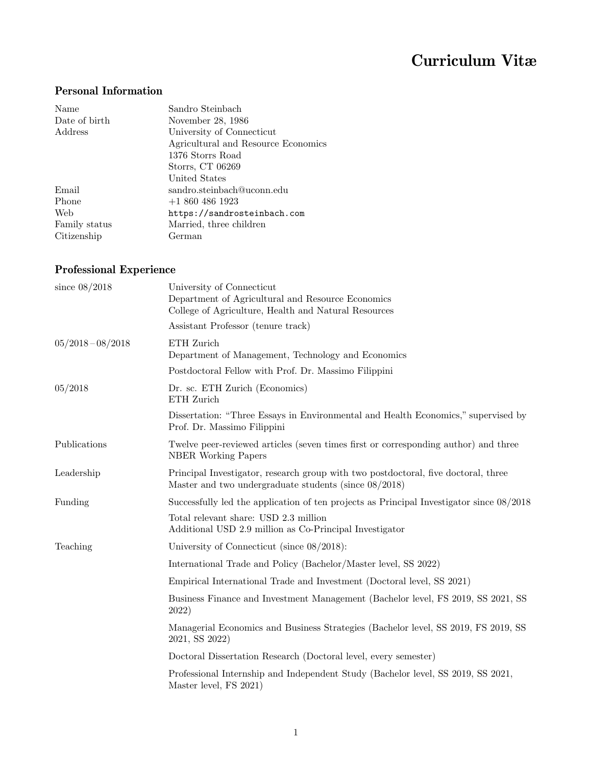# Curriculum Vitæ

## Personal Information

| | |
|---|---|
| Name | Sandro Steinbach |
| Date of birth | November 28, 1986 |
| Address | University of Connecticut<br>Agricultural and Resource Economics<br>1376 Storrs Road<br>Storrs, CT 06269<br>United States |
| Email | sandro.steinbach@uconn.edu |
| Phone | +1 860 486 1923 |
| Web | https://sandrosteinbach.com |
| Family status | Married, three children |
| Citizenship | German |

## Professional Experience

| | |
|---|---|
| since 08/2018 | University of Connecticut<br>Department of Agricultural and Resource Economics<br>College of Agriculture, Health and Natural Resources<br><br>Assistant Professor (tenure track) |
| 05/2018 – 08/2018 | ETH Zurich<br>Department of Management, Technology and Economics<br><br>Postdoctoral Fellow with Prof. Dr. Massimo Filippini |
| 05/2018 | Dr. sc. ETH Zurich (Economics)<br>ETH Zurich<br><br>Dissertation: "Three Essays in Environmental and Health Economics," supervised by Prof. Dr. Massimo Filippini |
| Publications | Twelve peer-reviewed articles (seven times first or corresponding author) and three NBER Working Papers |
| Leadership | Principal Investigator, research group with two postdoctoral, five doctoral, three Master and two undergraduate students (since 08/2018) |
| Funding | Successfully led the application of ten projects as Principal Investigator since 08/2018<br><br>Total relevant share: USD 2.3 million<br>Additional USD 2.9 million as Co-Principal Investigator |
| Teaching | University of Connecticut (since 08/2018):<br><br>International Trade and Policy (Bachelor/Master level, SS 2022)<br><br>Empirical International Trade and Investment (Doctoral level, SS 2021)<br><br>Business Finance and Investment Management (Bachelor level, FS 2019, SS 2021, SS 2022)<br><br>Managerial Economics and Business Strategies (Bachelor level, SS 2019, FS 2019, SS 2021, SS 2022)<br><br>Doctoral Dissertation Research (Doctoral level, every semester)<br><br>Professional Internship and Independent Study (Bachelor level, SS 2019, SS 2021, Master level, FS 2021) |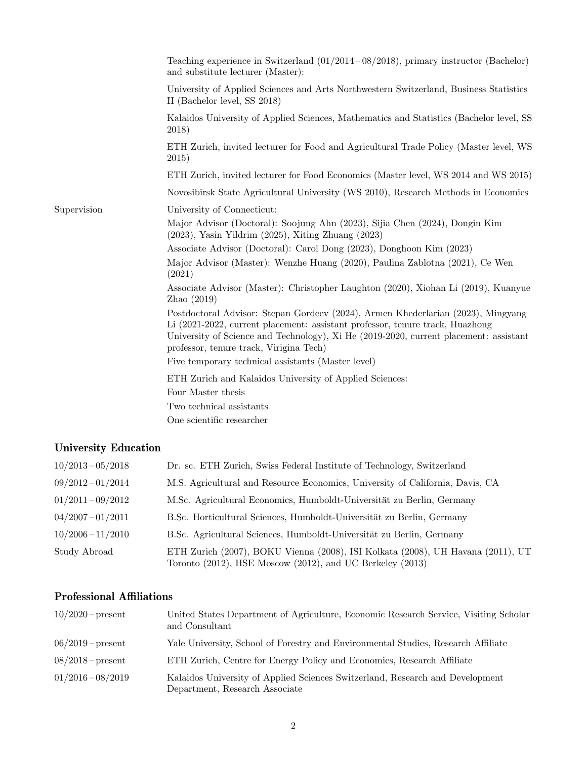| | |
|---|---|
| | Teaching experience in Switzerland (01/2014 – 08/2018), primary instructor (Bachelor) and substitute lecturer (Master): |
| | University of Applied Sciences and Arts Northwestern Switzerland, Business Statistics II (Bachelor level, SS 2018) |
| | Kalaidos University of Applied Sciences, Mathematics and Statistics (Bachelor level, SS 2018) |
| | ETH Zurich, invited lecturer for Food and Agricultural Trade Policy (Master level, WS 2015) |
| | ETH Zurich, invited lecturer for Food Economics (Master level, WS 2014 and WS 2015) |
| | Novosibirsk State Agricultural University (WS 2010), Research Methods in Economics |
| Supervision | University of Connecticut: |
| | Major Advisor (Doctoral): Soojung Ahn (2023), Sijia Chen (2024), Dongin Kim (2023), Yasin Yildrim (2025), Xiting Zhuang (2023) |
| | Associate Advisor (Doctoral): Carol Dong (2023), Donghoon Kim (2023) |
| | Major Advisor (Master): Wenzhe Huang (2020), Paulina Zablotna (2021), Ce Wen (2021) |
| | Associate Advisor (Master): Christopher Laughton (2020), Xiohan Li (2019), Kuanyue Zhao (2019) |
| | Postdoctoral Advisor: Stepan Gordeev (2024), Armen Khederlarian (2023), Mingyang Li (2021-2022, current placement: assistant professor, tenure track, Huazhong University of Science and Technology), Xi He (2019-2020, current placement: assistant professor, tenure track, Virigina Tech) |
| | Five temporary technical assistants (Master level) |
| | ETH Zurich and Kalaidos University of Applied Sciences: |
| | Four Master thesis |
| | Two technical assistants |
| | One scientific researcher |

## University Education

| | |
|---|---|
| 10/2013 – 05/2018 | Dr. sc. ETH Zurich, Swiss Federal Institute of Technology, Switzerland |
| 09/2012 – 01/2014 | M.S. Agricultural and Resource Economics, University of California, Davis, CA |
| 01/2011 – 09/2012 | M.Sc. Agricultural Economics, Humboldt-Universität zu Berlin, Germany |
| 04/2007 – 01/2011 | B.Sc. Horticultural Sciences, Humboldt-Universität zu Berlin, Germany |
| 10/2006 – 11/2010 | B.Sc. Agricultural Sciences, Humboldt-Universität zu Berlin, Germany |
| Study Abroad | ETH Zurich (2007), BOKU Vienna (2008), ISI Kolkata (2008), UH Havana (2011), UT Toronto (2012), HSE Moscow (2012), and UC Berkeley (2013) |

## Professional Affiliations

| | |
|---|---|
| 10/2020 – present | United States Department of Agriculture, Economic Research Service, Visiting Scholar and Consultant |
| 06/2019 – present | Yale University, School of Forestry and Environmental Studies, Research Affiliate |
| 08/2018 – present | ETH Zurich, Centre for Energy Policy and Economics, Research Affiliate |
| 01/2016 – 08/2019 | Kalaidos University of Applied Sciences Switzerland, Research and Development Department, Research Associate |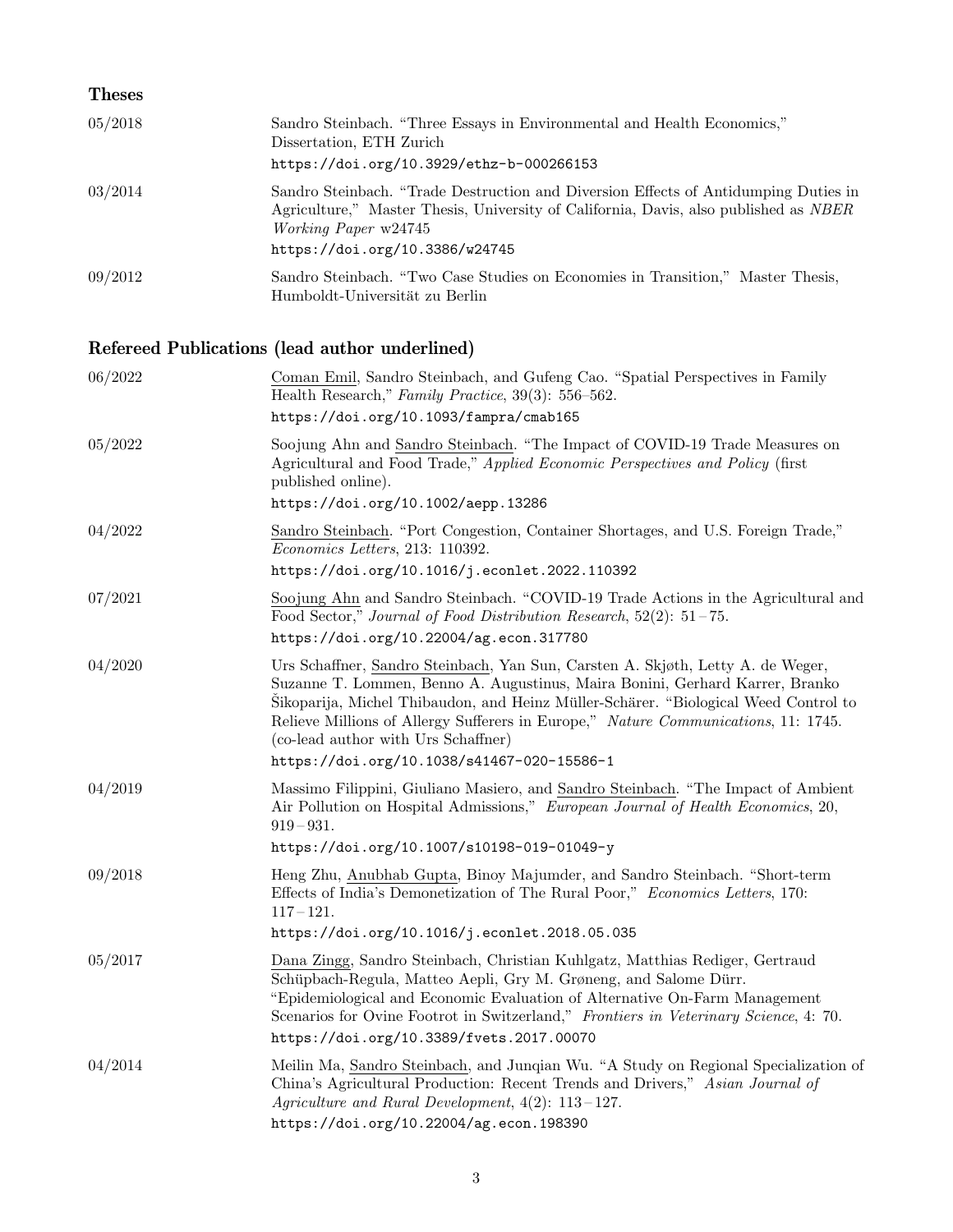## Theses

05/2018 Sandro Steinbach. "Three Essays in Environmental and Health Economics," Dissertation, ETH Zurich
https://doi.org/10.3929/ethz-b-000266153

03/2014 Sandro Steinbach. "Trade Destruction and Diversion Effects of Antidumping Duties in Agriculture," Master Thesis, University of California, Davis, also published as *NBER Working Paper* w24745
https://doi.org/10.3386/w24745

09/2012 Sandro Steinbach. "Two Case Studies on Economies in Transition," Master Thesis, Humboldt-Universität zu Berlin

## Refereed Publications (lead author underlined)

06/2022 Coman Emil, Sandro Steinbach, and Gufeng Cao. "Spatial Perspectives in Family Health Research," *Family Practice*, 39(3): 556–562.
https://doi.org/10.1093/fampra/cmab165

05/2022 Soojung Ahn and Sandro Steinbach. "The Impact of COVID-19 Trade Measures on Agricultural and Food Trade," *Applied Economic Perspectives and Policy* (first published online).
https://doi.org/10.1002/aepp.13286

04/2022 Sandro Steinbach. "Port Congestion, Container Shortages, and U.S. Foreign Trade," *Economics Letters*, 213: 110392.
https://doi.org/10.1016/j.econlet.2022.110392

07/2021 Soojung Ahn and Sandro Steinbach. "COVID-19 Trade Actions in the Agricultural and Food Sector," *Journal of Food Distribution Research*, 52(2): 51 – 75.
https://doi.org/10.22004/ag.econ.317780

04/2020 Urs Schaffner, Sandro Steinbach, Yan Sun, Carsten A. Skjøth, Letty A. de Weger, Suzanne T. Lommen, Benno A. Augustinus, Maira Bonini, Gerhard Karrer, Branko Šikoparija, Michel Thibaudon, and Heinz Müller-Schärer. "Biological Weed Control to Relieve Millions of Allergy Sufferers in Europe," *Nature Communications*, 11: 1745. (co-lead author with Urs Schaffner)
https://doi.org/10.1038/s41467-020-15586-1

04/2019 Massimo Filippini, Giuliano Masiero, and Sandro Steinbach. "The Impact of Ambient Air Pollution on Hospital Admissions," *European Journal of Health Economics*, 20, 919 – 931.
https://doi.org/10.1007/s10198-019-01049-y

09/2018 Heng Zhu, Anubhab Gupta, Binoy Majumder, and Sandro Steinbach. "Short-term Effects of India's Demonetization of The Rural Poor," *Economics Letters*, 170: 117 – 121.
https://doi.org/10.1016/j.econlet.2018.05.035

05/2017 Dana Zingg, Sandro Steinbach, Christian Kuhlgatz, Matthias Rediger, Gertraud Schüpbach-Regula, Matteo Aepli, Gry M. Grøneng, and Salome Dürr. "Epidemiological and Economic Evaluation of Alternative On-Farm Management Scenarios for Ovine Footrot in Switzerland," *Frontiers in Veterinary Science*, 4: 70.
https://doi.org/10.3389/fvets.2017.00070

04/2014 Meilin Ma, Sandro Steinbach, and Junqian Wu. "A Study on Regional Specialization of China's Agricultural Production: Recent Trends and Drivers," *Asian Journal of Agriculture and Rural Development*, 4(2): 113 – 127.
https://doi.org/10.22004/ag.econ.198390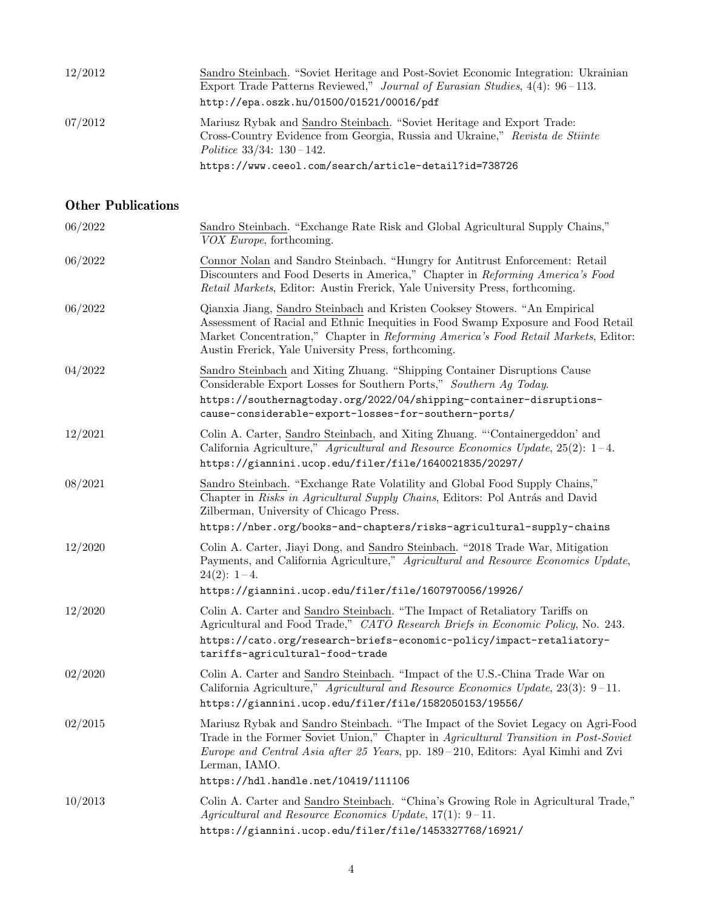12/2012 Sandro Steinbach. "Soviet Heritage and Post-Soviet Economic Integration: Ukrainian Export Trade Patterns Reviewed," *Journal of Eurasian Studies*, 4(4): 96 – 113.
http://epa.oszk.hu/01500/01521/00016/pdf

07/2012 Mariusz Rybak and Sandro Steinbach. "Soviet Heritage and Export Trade: Cross-Country Evidence from Georgia, Russia and Ukraine," *Revista de Stiinte Politice* 33/34: 130 – 142.
https://www.ceeol.com/search/article-detail?id=738726

## Other Publications

06/2022 Sandro Steinbach. "Exchange Rate Risk and Global Agricultural Supply Chains," *VOX Europe*, forthcoming.

06/2022 Connor Nolan and Sandro Steinbach. "Hungry for Antitrust Enforcement: Retail Discounters and Food Deserts in America," Chapter in *Reforming America's Food Retail Markets*, Editor: Austin Frerick, Yale University Press, forthcoming.

06/2022 Qianxia Jiang, Sandro Steinbach and Kristen Cooksey Stowers. "An Empirical Assessment of Racial and Ethnic Inequities in Food Swamp Exposure and Food Retail Market Concentration," Chapter in *Reforming America's Food Retail Markets*, Editor: Austin Frerick, Yale University Press, forthcoming.

04/2022 Sandro Steinbach and Xiting Zhuang. "Shipping Container Disruptions Cause Considerable Export Losses for Southern Ports," *Southern Ag Today*.
https://southernagtoday.org/2022/04/shipping-container-disruptions-cause-considerable-export-losses-for-southern-ports/

12/2021 Colin A. Carter, Sandro Steinbach, and Xiting Zhuang. "'Containergeddon' and California Agriculture," *Agricultural and Resource Economics Update*, 25(2): 1 – 4.
https://giannini.ucop.edu/filer/file/1640021835/20297/

08/2021 Sandro Steinbach. "Exchange Rate Volatility and Global Food Supply Chains," Chapter in *Risks in Agricultural Supply Chains*, Editors: Pol Antrás and David Zilberman, University of Chicago Press.
https://nber.org/books-and-chapters/risks-agricultural-supply-chains

12/2020 Colin A. Carter, Jiayi Dong, and Sandro Steinbach. "2018 Trade War, Mitigation Payments, and California Agriculture," *Agricultural and Resource Economics Update*, 24(2): 1 – 4.
https://giannini.ucop.edu/filer/file/1607970056/19926/

12/2020 Colin A. Carter and Sandro Steinbach. "The Impact of Retaliatory Tariffs on Agricultural and Food Trade," *CATO Research Briefs in Economic Policy*, No. 243.
https://cato.org/research-briefs-economic-policy/impact-retaliatory-tariffs-agricultural-food-trade

02/2020 Colin A. Carter and Sandro Steinbach. "Impact of the U.S.-China Trade War on California Agriculture," *Agricultural and Resource Economics Update*, 23(3): 9 – 11.
https://giannini.ucop.edu/filer/file/1582050153/19556/

02/2015 Mariusz Rybak and Sandro Steinbach. "The Impact of the Soviet Legacy on Agri-Food Trade in the Former Soviet Union," Chapter in *Agricultural Transition in Post-Soviet Europe and Central Asia after 25 Years*, pp. 189 – 210, Editors: Ayal Kimhi and Zvi Lerman, IAMO.
https://hdl.handle.net/10419/111106

10/2013 Colin A. Carter and Sandro Steinbach. "China's Growing Role in Agricultural Trade," *Agricultural and Resource Economics Update*, 17(1): 9 – 11.
https://giannini.ucop.edu/filer/file/1453327768/16921/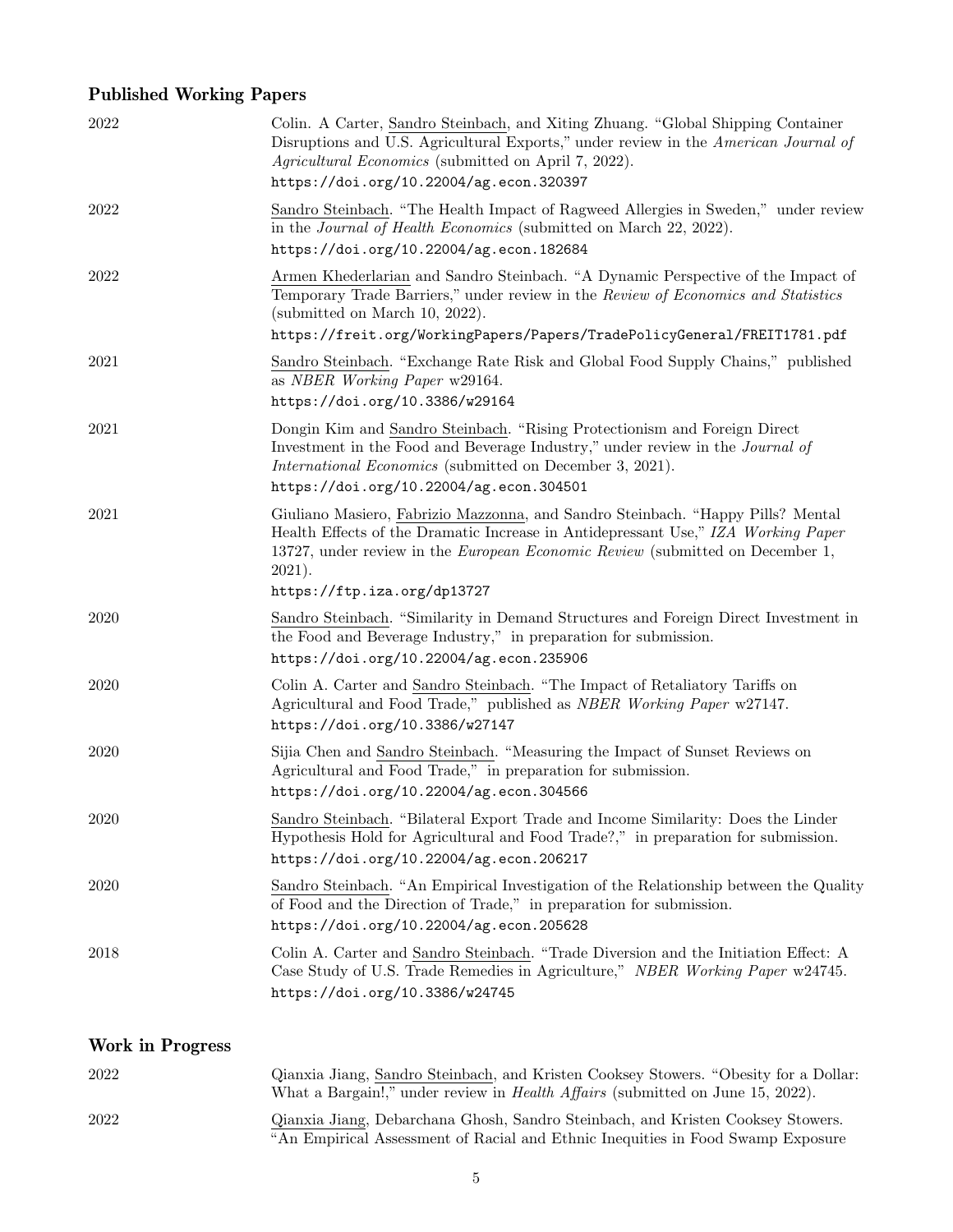## Published Working Papers

2022 — Colin. A Carter, Sandro Steinbach, and Xiting Zhuang. "Global Shipping Container Disruptions and U.S. Agricultural Exports," under review in the *American Journal of Agricultural Economics* (submitted on April 7, 2022).
https://doi.org/10.22004/ag.econ.320397

2022 — Sandro Steinbach. "The Health Impact of Ragweed Allergies in Sweden," under review in the *Journal of Health Economics* (submitted on March 22, 2022).
https://doi.org/10.22004/ag.econ.182684

2022 — Armen Khederlarian and Sandro Steinbach. "A Dynamic Perspective of the Impact of Temporary Trade Barriers," under review in the *Review of Economics and Statistics* (submitted on March 10, 2022).
https://freit.org/WorkingPapers/Papers/TradePolicyGeneral/FREIT1781.pdf

2021 — Sandro Steinbach. "Exchange Rate Risk and Global Food Supply Chains," published as *NBER Working Paper* w29164.
https://doi.org/10.3386/w29164

2021 — Dongin Kim and Sandro Steinbach. "Rising Protectionism and Foreign Direct Investment in the Food and Beverage Industry," under review in the *Journal of International Economics* (submitted on December 3, 2021).
https://doi.org/10.22004/ag.econ.304501

2021 — Giuliano Masiero, Fabrizio Mazzonna, and Sandro Steinbach. "Happy Pills? Mental Health Effects of the Dramatic Increase in Antidepressant Use," *IZA Working Paper* 13727, under review in the *European Economic Review* (submitted on December 1, 2021).
https://ftp.iza.org/dp13727

2020 — Sandro Steinbach. "Similarity in Demand Structures and Foreign Direct Investment in the Food and Beverage Industry," in preparation for submission.
https://doi.org/10.22004/ag.econ.235906

2020 — Colin A. Carter and Sandro Steinbach. "The Impact of Retaliatory Tariffs on Agricultural and Food Trade," published as *NBER Working Paper* w27147.
https://doi.org/10.3386/w27147

2020 — Sijia Chen and Sandro Steinbach. "Measuring the Impact of Sunset Reviews on Agricultural and Food Trade," in preparation for submission.
https://doi.org/10.22004/ag.econ.304566

2020 — Sandro Steinbach. "Bilateral Export Trade and Income Similarity: Does the Linder Hypothesis Hold for Agricultural and Food Trade?," in preparation for submission.
https://doi.org/10.22004/ag.econ.206217

2020 — Sandro Steinbach. "An Empirical Investigation of the Relationship between the Quality of Food and the Direction of Trade," in preparation for submission.
https://doi.org/10.22004/ag.econ.205628

2018 — Colin A. Carter and Sandro Steinbach. "Trade Diversion and the Initiation Effect: A Case Study of U.S. Trade Remedies in Agriculture," *NBER Working Paper* w24745.
https://doi.org/10.3386/w24745

## Work in Progress

2022 — Qianxia Jiang, Sandro Steinbach, and Kristen Cooksey Stowers. "Obesity for a Dollar: What a Bargain!," under review in *Health Affairs* (submitted on June 15, 2022).

2022 — Qianxia Jiang, Debarchana Ghosh, Sandro Steinbach, and Kristen Cooksey Stowers. "An Empirical Assessment of Racial and Ethnic Inequities in Food Swamp Exposure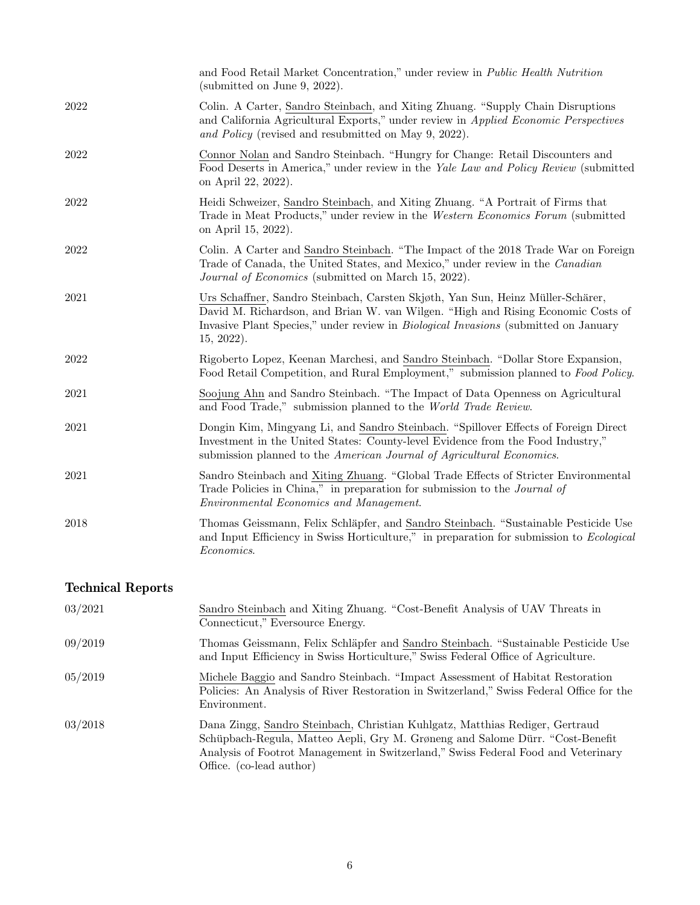| | |
|---|---|
| | and Food Retail Market Concentration," under review in *Public Health Nutrition* (submitted on June 9, 2022). |
| 2022 | Colin. A Carter, Sandro Steinbach, and Xiting Zhuang. "Supply Chain Disruptions and California Agricultural Exports," under review in *Applied Economic Perspectives and Policy* (revised and resubmitted on May 9, 2022). |
| 2022 | Connor Nolan and Sandro Steinbach. "Hungry for Change: Retail Discounters and Food Deserts in America," under review in the *Yale Law and Policy Review* (submitted on April 22, 2022). |
| 2022 | Heidi Schweizer, Sandro Steinbach, and Xiting Zhuang. "A Portrait of Firms that Trade in Meat Products," under review in the *Western Economics Forum* (submitted on April 15, 2022). |
| 2022 | Colin. A Carter and Sandro Steinbach. "The Impact of the 2018 Trade War on Foreign Trade of Canada, the United States, and Mexico," under review in the *Canadian Journal of Economics* (submitted on March 15, 2022). |
| 2021 | Urs Schaffner, Sandro Steinbach, Carsten Skjøth, Yan Sun, Heinz Müller-Schärer, David M. Richardson, and Brian W. van Wilgen. "High and Rising Economic Costs of Invasive Plant Species," under review in *Biological Invasions* (submitted on January 15, 2022). |
| 2022 | Rigoberto Lopez, Keenan Marchesi, and Sandro Steinbach. "Dollar Store Expansion, Food Retail Competition, and Rural Employment," submission planned to *Food Policy*. |
| 2021 | Soojung Ahn and Sandro Steinbach. "The Impact of Data Openness on Agricultural and Food Trade," submission planned to the *World Trade Review*. |
| 2021 | Dongin Kim, Mingyang Li, and Sandro Steinbach. "Spillover Effects of Foreign Direct Investment in the United States: County-level Evidence from the Food Industry," submission planned to the *American Journal of Agricultural Economics*. |
| 2021 | Sandro Steinbach and Xiting Zhuang. "Global Trade Effects of Stricter Environmental Trade Policies in China," in preparation for submission to the *Journal of Environmental Economics and Management*. |
| 2018 | Thomas Geissmann, Felix Schläpfer, and Sandro Steinbach. "Sustainable Pesticide Use and Input Efficiency in Swiss Horticulture," in preparation for submission to *Ecological Economics*. |

## Technical Reports

| | |
|---|---|
| 03/2021 | Sandro Steinbach and Xiting Zhuang. "Cost-Benefit Analysis of UAV Threats in Connecticut," Eversource Energy. |
| 09/2019 | Thomas Geissmann, Felix Schläpfer and Sandro Steinbach. "Sustainable Pesticide Use and Input Efficiency in Swiss Horticulture," Swiss Federal Office of Agriculture. |
| 05/2019 | Michele Baggio and Sandro Steinbach. "Impact Assessment of Habitat Restoration Policies: An Analysis of River Restoration in Switzerland," Swiss Federal Office for the Environment. |
| 03/2018 | Dana Zingg, Sandro Steinbach, Christian Kuhlgatz, Matthias Rediger, Gertraud Schüpbach-Regula, Matteo Aepli, Gry M. Grøneng and Salome Dürr. "Cost-Benefit Analysis of Footrot Management in Switzerland," Swiss Federal Food and Veterinary Office. (co-lead author) |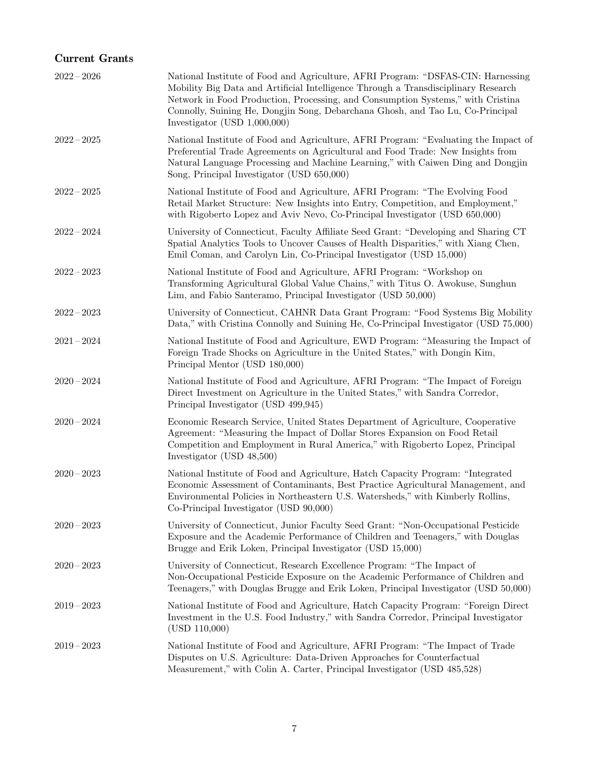## Current Grants

| | |
|---|---|
| 2022 – 2026 | National Institute of Food and Agriculture, AFRI Program: "DSFAS-CIN: Harnessing Mobility Big Data and Artificial Intelligence Through a Transdisciplinary Research Network in Food Production, Processing, and Consumption Systems," with Cristina Connolly, Suining He, Dongjin Song, Debarchana Ghosh, and Tao Lu, Co-Principal Investigator (USD 1,000,000) |
| 2022 – 2025 | National Institute of Food and Agriculture, AFRI Program: "Evaluating the Impact of Preferential Trade Agreements on Agricultural and Food Trade: New Insights from Natural Language Processing and Machine Learning," with Caiwen Ding and Dongjin Song, Principal Investigator (USD 650,000) |
| 2022 – 2025 | National Institute of Food and Agriculture, AFRI Program: "The Evolving Food Retail Market Structure: New Insights into Entry, Competition, and Employment," with Rigoberto Lopez and Aviv Nevo, Co-Principal Investigator (USD 650,000) |
| 2022 – 2024 | University of Connecticut, Faculty Affiliate Seed Grant: "Developing and Sharing CT Spatial Analytics Tools to Uncover Causes of Health Disparities," with Xiang Chen, Emil Coman, and Carolyn Lin, Co-Principal Investigator (USD 15,000) |
| 2022 – 2023 | National Institute of Food and Agriculture, AFRI Program: "Workshop on Transforming Agricultural Global Value Chains," with Titus O. Awokuse, Sunghun Lim, and Fabio Santeramo, Principal Investigator (USD 50,000) |
| 2022 – 2023 | University of Connecticut, CAHNR Data Grant Program: "Food Systems Big Mobility Data," with Cristina Connolly and Suining He, Co-Principal Investigator (USD 75,000) |
| 2021 – 2024 | National Institute of Food and Agriculture, EWD Program: "Measuring the Impact of Foreign Trade Shocks on Agriculture in the United States," with Dongin Kim, Principal Mentor (USD 180,000) |
| 2020 – 2024 | National Institute of Food and Agriculture, AFRI Program: "The Impact of Foreign Direct Investment on Agriculture in the United States," with Sandra Corredor, Principal Investigator (USD 499,945) |
| 2020 – 2024 | Economic Research Service, United States Department of Agriculture, Cooperative Agreement: "Measuring the Impact of Dollar Stores Expansion on Food Retail Competition and Employment in Rural America," with Rigoberto Lopez, Principal Investigator (USD 48,500) |
| 2020 – 2023 | National Institute of Food and Agriculture, Hatch Capacity Program: "Integrated Economic Assessment of Contaminants, Best Practice Agricultural Management, and Environmental Policies in Northeastern U.S. Watersheds," with Kimberly Rollins, Co-Principal Investigator (USD 90,000) |
| 2020 – 2023 | University of Connecticut, Junior Faculty Seed Grant: "Non-Occupational Pesticide Exposure and the Academic Performance of Children and Teenagers," with Douglas Brugge and Erik Loken, Principal Investigator (USD 15,000) |
| 2020 – 2023 | University of Connecticut, Research Excellence Program: "The Impact of Non-Occupational Pesticide Exposure on the Academic Performance of Children and Teenagers," with Douglas Brugge and Erik Loken, Principal Investigator (USD 50,000) |
| 2019 – 2023 | National Institute of Food and Agriculture, Hatch Capacity Program: "Foreign Direct Investment in the U.S. Food Industry," with Sandra Corredor, Principal Investigator (USD 110,000) |
| 2019 – 2023 | National Institute of Food and Agriculture, AFRI Program: "The Impact of Trade Disputes on U.S. Agriculture: Data-Driven Approaches for Counterfactual Measurement," with Colin A. Carter, Principal Investigator (USD 485,528) |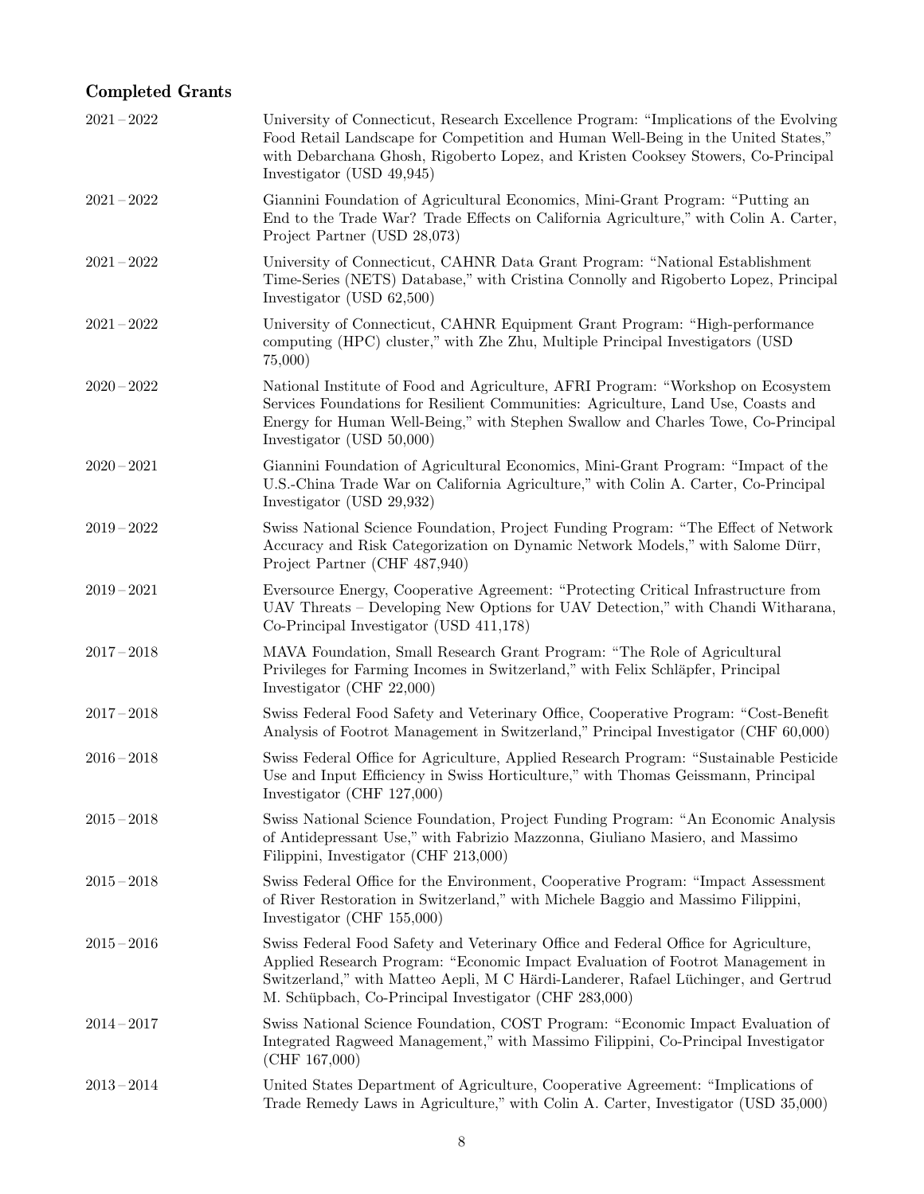### Completed Grants

2021 – 2022 University of Connecticut, Research Excellence Program: "Implications of the Evolving Food Retail Landscape for Competition and Human Well-Being in the United States," with Debarchana Ghosh, Rigoberto Lopez, and Kristen Cooksey Stowers, Co-Principal Investigator (USD 49,945)

2021 – 2022 Giannini Foundation of Agricultural Economics, Mini-Grant Program: "Putting an End to the Trade War? Trade Effects on California Agriculture," with Colin A. Carter, Project Partner (USD 28,073)

2021 – 2022 University of Connecticut, CAHNR Data Grant Program: "National Establishment Time-Series (NETS) Database," with Cristina Connolly and Rigoberto Lopez, Principal Investigator (USD 62,500)

2021 – 2022 University of Connecticut, CAHNR Equipment Grant Program: "High-performance computing (HPC) cluster," with Zhe Zhu, Multiple Principal Investigators (USD 75,000)

2020 – 2022 National Institute of Food and Agriculture, AFRI Program: "Workshop on Ecosystem Services Foundations for Resilient Communities: Agriculture, Land Use, Coasts and Energy for Human Well-Being," with Stephen Swallow and Charles Towe, Co-Principal Investigator (USD 50,000)

2020 – 2021 Giannini Foundation of Agricultural Economics, Mini-Grant Program: "Impact of the U.S.-China Trade War on California Agriculture," with Colin A. Carter, Co-Principal Investigator (USD 29,932)

2019 – 2022 Swiss National Science Foundation, Project Funding Program: "The Effect of Network Accuracy and Risk Categorization on Dynamic Network Models," with Salome Dürr, Project Partner (CHF 487,940)

2019 – 2021 Eversource Energy, Cooperative Agreement: "Protecting Critical Infrastructure from UAV Threats – Developing New Options for UAV Detection," with Chandi Witharana, Co-Principal Investigator (USD 411,178)

2017 – 2018 MAVA Foundation, Small Research Grant Program: "The Role of Agricultural Privileges for Farming Incomes in Switzerland," with Felix Schläpfer, Principal Investigator (CHF 22,000)

2017 – 2018 Swiss Federal Food Safety and Veterinary Office, Cooperative Program: "Cost-Benefit Analysis of Footrot Management in Switzerland," Principal Investigator (CHF 60,000)

2016 – 2018 Swiss Federal Office for Agriculture, Applied Research Program: "Sustainable Pesticide Use and Input Efficiency in Swiss Horticulture," with Thomas Geissmann, Principal Investigator (CHF 127,000)

2015 – 2018 Swiss National Science Foundation, Project Funding Program: "An Economic Analysis of Antidepressant Use," with Fabrizio Mazzonna, Giuliano Masiero, and Massimo Filippini, Investigator (CHF 213,000)

2015 – 2018 Swiss Federal Office for the Environment, Cooperative Program: "Impact Assessment of River Restoration in Switzerland," with Michele Baggio and Massimo Filippini, Investigator (CHF 155,000)

2015 – 2016 Swiss Federal Food Safety and Veterinary Office and Federal Office for Agriculture, Applied Research Program: "Economic Impact Evaluation of Footrot Management in Switzerland," with Matteo Aepli, M C Härdi-Landerer, Rafael Lüchinger, and Gertrud M. Schüpbach, Co-Principal Investigator (CHF 283,000)

2014 – 2017 Swiss National Science Foundation, COST Program: "Economic Impact Evaluation of Integrated Ragweed Management," with Massimo Filippini, Co-Principal Investigator (CHF 167,000)

2013 – 2014 United States Department of Agriculture, Cooperative Agreement: "Implications of Trade Remedy Laws in Agriculture," with Colin A. Carter, Investigator (USD 35,000)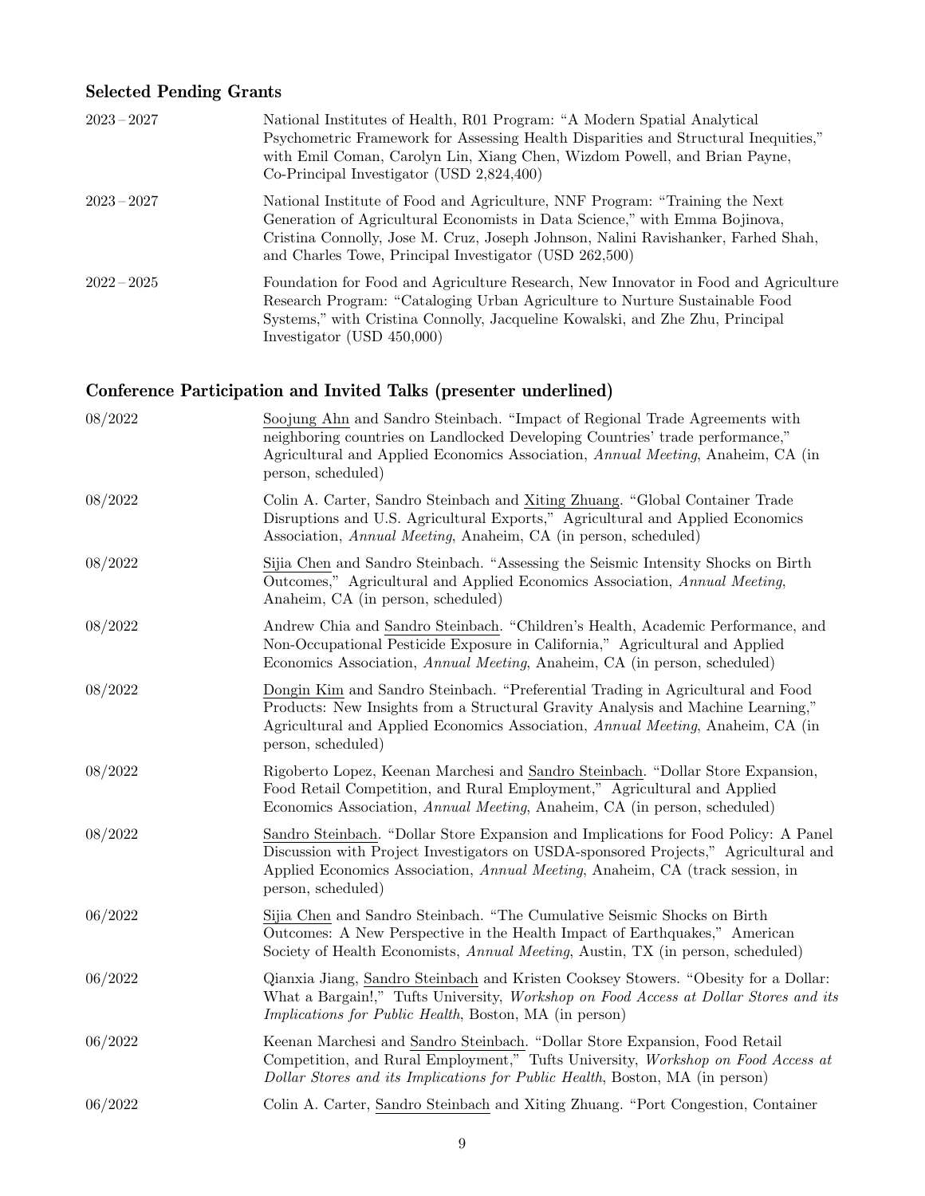### Selected Pending Grants

2023 – 2027 National Institutes of Health, R01 Program: "A Modern Spatial Analytical Psychometric Framework for Assessing Health Disparities and Structural Inequities," with Emil Coman, Carolyn Lin, Xiang Chen, Wizdom Powell, and Brian Payne, Co-Principal Investigator (USD 2,824,400)

2023 – 2027 National Institute of Food and Agriculture, NNF Program: "Training the Next Generation of Agricultural Economists in Data Science," with Emma Bojinova, Cristina Connolly, Jose M. Cruz, Joseph Johnson, Nalini Ravishanker, Farhed Shah, and Charles Towe, Principal Investigator (USD 262,500)

2022 – 2025 Foundation for Food and Agriculture Research, New Innovator in Food and Agriculture Research Program: "Cataloging Urban Agriculture to Nurture Sustainable Food Systems," with Cristina Connolly, Jacqueline Kowalski, and Zhe Zhu, Principal Investigator (USD 450,000)

### Conference Participation and Invited Talks (presenter underlined)

08/2022 Soojung Ahn and Sandro Steinbach. "Impact of Regional Trade Agreements with neighboring countries on Landlocked Developing Countries' trade performance," Agricultural and Applied Economics Association, *Annual Meeting*, Anaheim, CA (in person, scheduled)

08/2022 Colin A. Carter, Sandro Steinbach and Xiting Zhuang. "Global Container Trade Disruptions and U.S. Agricultural Exports," Agricultural and Applied Economics Association, *Annual Meeting*, Anaheim, CA (in person, scheduled)

08/2022 Sijia Chen and Sandro Steinbach. "Assessing the Seismic Intensity Shocks on Birth Outcomes," Agricultural and Applied Economics Association, *Annual Meeting*, Anaheim, CA (in person, scheduled)

08/2022 Andrew Chia and Sandro Steinbach. "Children's Health, Academic Performance, and Non-Occupational Pesticide Exposure in California," Agricultural and Applied Economics Association, *Annual Meeting*, Anaheim, CA (in person, scheduled)

08/2022 Dongin Kim and Sandro Steinbach. "Preferential Trading in Agricultural and Food Products: New Insights from a Structural Gravity Analysis and Machine Learning," Agricultural and Applied Economics Association, *Annual Meeting*, Anaheim, CA (in person, scheduled)

08/2022 Rigoberto Lopez, Keenan Marchesi and Sandro Steinbach. "Dollar Store Expansion, Food Retail Competition, and Rural Employment," Agricultural and Applied Economics Association, *Annual Meeting*, Anaheim, CA (in person, scheduled)

08/2022 Sandro Steinbach. "Dollar Store Expansion and Implications for Food Policy: A Panel Discussion with Project Investigators on USDA-sponsored Projects," Agricultural and Applied Economics Association, *Annual Meeting*, Anaheim, CA (track session, in person, scheduled)

06/2022 Sijia Chen and Sandro Steinbach. "The Cumulative Seismic Shocks on Birth Outcomes: A New Perspective in the Health Impact of Earthquakes," American Society of Health Economists, *Annual Meeting*, Austin, TX (in person, scheduled)

06/2022 Qianxia Jiang, Sandro Steinbach and Kristen Cooksey Stowers. "Obesity for a Dollar: What a Bargain!," Tufts University, *Workshop on Food Access at Dollar Stores and its Implications for Public Health*, Boston, MA (in person)

06/2022 Keenan Marchesi and Sandro Steinbach. "Dollar Store Expansion, Food Retail Competition, and Rural Employment," Tufts University, *Workshop on Food Access at Dollar Stores and its Implications for Public Health*, Boston, MA (in person)

06/2022 Colin A. Carter, Sandro Steinbach and Xiting Zhuang. "Port Congestion, Container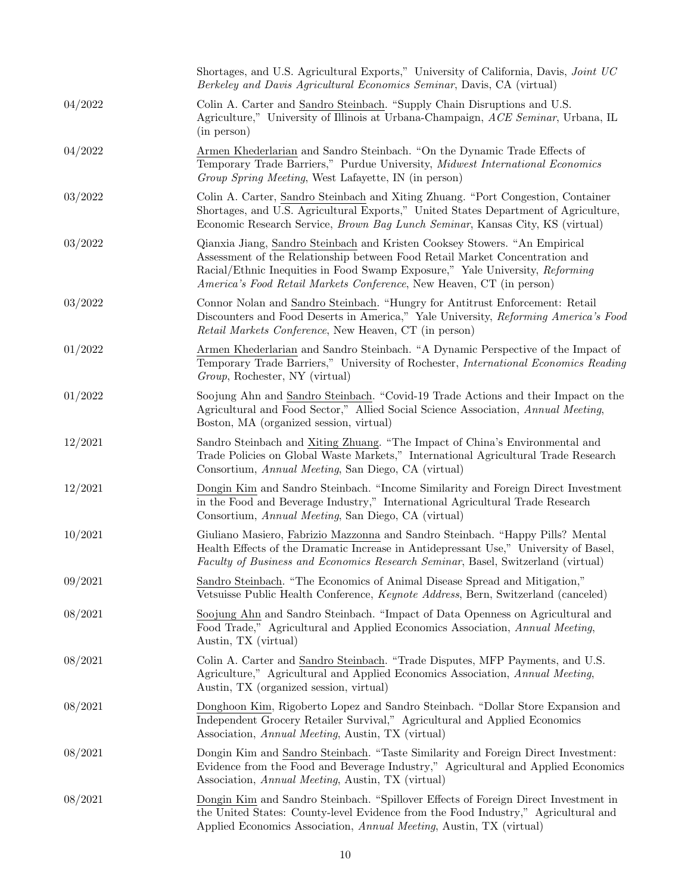| | |
|---|---|
| | Shortages, and U.S. Agricultural Exports," University of California, Davis, *Joint UC Berkeley and Davis Agricultural Economics Seminar*, Davis, CA (virtual) |
| 04/2022 | Colin A. Carter and <u>Sandro Steinbach</u>. "Supply Chain Disruptions and U.S. Agriculture," University of Illinois at Urbana-Champaign, *ACE Seminar*, Urbana, IL (in person) |
| 04/2022 | <u>Armen Khederlarian</u> and Sandro Steinbach. "On the Dynamic Trade Effects of Temporary Trade Barriers," Purdue University, *Midwest International Economics Group Spring Meeting*, West Lafayette, IN (in person) |
| 03/2022 | Colin A. Carter, <u>Sandro Steinbach</u> and Xiting Zhuang. "Port Congestion, Container Shortages, and U.S. Agricultural Exports," United States Department of Agriculture, Economic Research Service, *Brown Bag Lunch Seminar*, Kansas City, KS (virtual) |
| 03/2022 | Qianxia Jiang, <u>Sandro Steinbach</u> and Kristen Cooksey Stowers. "An Empirical Assessment of the Relationship between Food Retail Market Concentration and Racial/Ethnic Inequities in Food Swamp Exposure," Yale University, *Reforming America's Food Retail Markets Conference*, New Heaven, CT (in person) |
| 03/2022 | Connor Nolan and <u>Sandro Steinbach</u>. "Hungry for Antitrust Enforcement: Retail Discounters and Food Deserts in America," Yale University, *Reforming America's Food Retail Markets Conference*, New Heaven, CT (in person) |
| 01/2022 | <u>Armen Khederlarian</u> and Sandro Steinbach. "A Dynamic Perspective of the Impact of Temporary Trade Barriers," University of Rochester, *International Economics Reading Group*, Rochester, NY (virtual) |
| 01/2022 | Soojung Ahn and <u>Sandro Steinbach</u>. "Covid-19 Trade Actions and their Impact on the Agricultural and Food Sector," Allied Social Science Association, *Annual Meeting*, Boston, MA (organized session, virtual) |
| 12/2021 | Sandro Steinbach and <u>Xiting Zhuang</u>. "The Impact of China's Environmental and Trade Policies on Global Waste Markets," International Agricultural Trade Research Consortium, *Annual Meeting*, San Diego, CA (virtual) |
| 12/2021 | <u>Dongin Kim</u> and Sandro Steinbach. "Income Similarity and Foreign Direct Investment in the Food and Beverage Industry," International Agricultural Trade Research Consortium, *Annual Meeting*, San Diego, CA (virtual) |
| 10/2021 | Giuliano Masiero, <u>Fabrizio Mazzonna</u> and Sandro Steinbach. "Happy Pills? Mental Health Effects of the Dramatic Increase in Antidepressant Use," University of Basel, *Faculty of Business and Economics Research Seminar*, Basel, Switzerland (virtual) |
| 09/2021 | <u>Sandro Steinbach</u>. "The Economics of Animal Disease Spread and Mitigation," Vetsuisse Public Health Conference, *Keynote Address*, Bern, Switzerland (canceled) |
| 08/2021 | <u>Soojung Ahn</u> and Sandro Steinbach. "Impact of Data Openness on Agricultural and Food Trade," Agricultural and Applied Economics Association, *Annual Meeting*, Austin, TX (virtual) |
| 08/2021 | Colin A. Carter and <u>Sandro Steinbach</u>. "Trade Disputes, MFP Payments, and U.S. Agriculture," Agricultural and Applied Economics Association, *Annual Meeting*, Austin, TX (organized session, virtual) |
| 08/2021 | <u>Donghoon Kim</u>, Rigoberto Lopez and Sandro Steinbach. "Dollar Store Expansion and Independent Grocery Retailer Survival," Agricultural and Applied Economics Association, *Annual Meeting*, Austin, TX (virtual) |
| 08/2021 | Dongin Kim and <u>Sandro Steinbach</u>. "Taste Similarity and Foreign Direct Investment: Evidence from the Food and Beverage Industry," Agricultural and Applied Economics Association, *Annual Meeting*, Austin, TX (virtual) |
| 08/2021 | <u>Dongin Kim</u> and Sandro Steinbach. "Spillover Effects of Foreign Direct Investment in the United States: County-level Evidence from the Food Industry," Agricultural and Applied Economics Association, *Annual Meeting*, Austin, TX (virtual) |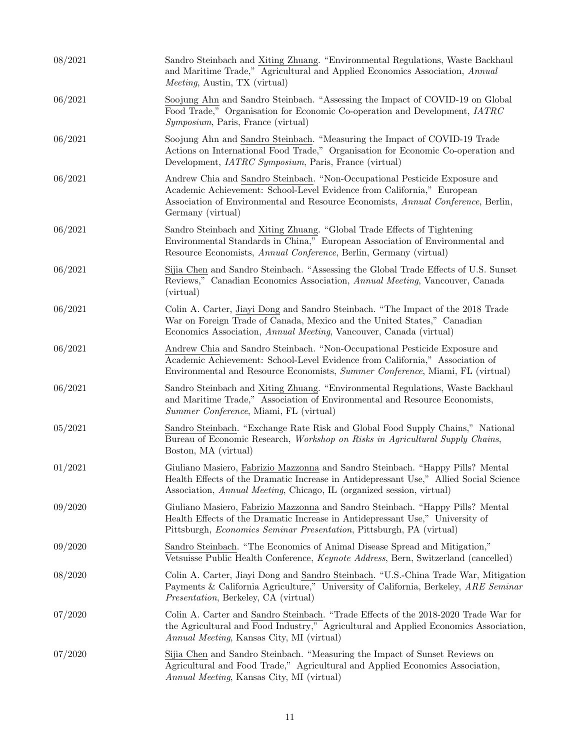| | |
|---|---|
| 08/2021 | Sandro Steinbach and Xiting Zhuang. "Environmental Regulations, Waste Backhaul and Maritime Trade," Agricultural and Applied Economics Association, *Annual Meeting*, Austin, TX (virtual) |
| 06/2021 | Soojung Ahn and Sandro Steinbach. "Assessing the Impact of COVID-19 on Global Food Trade," Organisation for Economic Co-operation and Development, *IATRC Symposium*, Paris, France (virtual) |
| 06/2021 | Soojung Ahn and Sandro Steinbach. "Measuring the Impact of COVID-19 Trade Actions on International Food Trade," Organisation for Economic Co-operation and Development, *IATRC Symposium*, Paris, France (virtual) |
| 06/2021 | Andrew Chia and Sandro Steinbach. "Non-Occupational Pesticide Exposure and Academic Achievement: School-Level Evidence from California," European Association of Environmental and Resource Economists, *Annual Conference*, Berlin, Germany (virtual) |
| 06/2021 | Sandro Steinbach and Xiting Zhuang. "Global Trade Effects of Tightening Environmental Standards in China," European Association of Environmental and Resource Economists, *Annual Conference*, Berlin, Germany (virtual) |
| 06/2021 | Sijia Chen and Sandro Steinbach. "Assessing the Global Trade Effects of U.S. Sunset Reviews," Canadian Economics Association, *Annual Meeting*, Vancouver, Canada (virtual) |
| 06/2021 | Colin A. Carter, Jiayi Dong and Sandro Steinbach. "The Impact of the 2018 Trade War on Foreign Trade of Canada, Mexico and the United States," Canadian Economics Association, *Annual Meeting*, Vancouver, Canada (virtual) |
| 06/2021 | Andrew Chia and Sandro Steinbach. "Non-Occupational Pesticide Exposure and Academic Achievement: School-Level Evidence from California," Association of Environmental and Resource Economists, *Summer Conference*, Miami, FL (virtual) |
| 06/2021 | Sandro Steinbach and Xiting Zhuang. "Environmental Regulations, Waste Backhaul and Maritime Trade," Association of Environmental and Resource Economists, *Summer Conference*, Miami, FL (virtual) |
| 05/2021 | Sandro Steinbach. "Exchange Rate Risk and Global Food Supply Chains," National Bureau of Economic Research, *Workshop on Risks in Agricultural Supply Chains*, Boston, MA (virtual) |
| 01/2021 | Giuliano Masiero, Fabrizio Mazzonna and Sandro Steinbach. "Happy Pills? Mental Health Effects of the Dramatic Increase in Antidepressant Use," Allied Social Science Association, *Annual Meeting*, Chicago, IL (organized session, virtual) |
| 09/2020 | Giuliano Masiero, Fabrizio Mazzonna and Sandro Steinbach. "Happy Pills? Mental Health Effects of the Dramatic Increase in Antidepressant Use," University of Pittsburgh, *Economics Seminar Presentation*, Pittsburgh, PA (virtual) |
| 09/2020 | Sandro Steinbach. "The Economics of Animal Disease Spread and Mitigation," Vetsuisse Public Health Conference, *Keynote Address*, Bern, Switzerland (cancelled) |
| 08/2020 | Colin A. Carter, Jiayi Dong and Sandro Steinbach. "U.S.-China Trade War, Mitigation Payments & California Agriculture," University of California, Berkeley, *ARE Seminar Presentation*, Berkeley, CA (virtual) |
| 07/2020 | Colin A. Carter and Sandro Steinbach. "Trade Effects of the 2018-2020 Trade War for the Agricultural and Food Industry," Agricultural and Applied Economics Association, *Annual Meeting*, Kansas City, MI (virtual) |
| 07/2020 | Sijia Chen and Sandro Steinbach. "Measuring the Impact of Sunset Reviews on Agricultural and Food Trade," Agricultural and Applied Economics Association, *Annual Meeting*, Kansas City, MI (virtual) |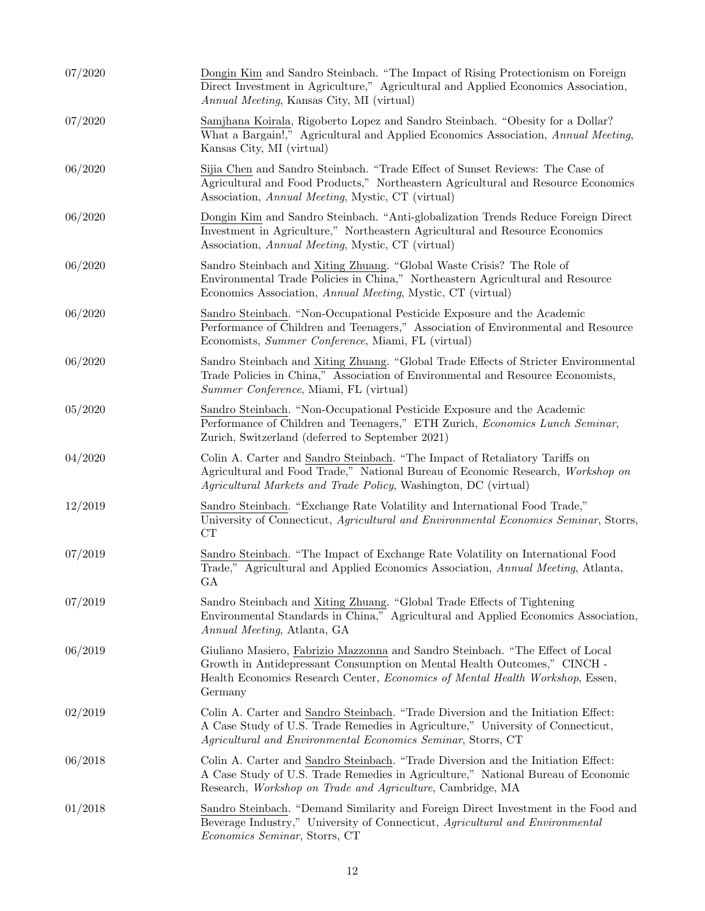07/2020 Dongin Kim and Sandro Steinbach. "The Impact of Rising Protectionism on Foreign Direct Investment in Agriculture," Agricultural and Applied Economics Association, *Annual Meeting*, Kansas City, MI (virtual)

07/2020 Samjhana Koirala, Rigoberto Lopez and Sandro Steinbach. "Obesity for a Dollar? What a Bargain!," Agricultural and Applied Economics Association, *Annual Meeting*, Kansas City, MI (virtual)

06/2020 Sijia Chen and Sandro Steinbach. "Trade Effect of Sunset Reviews: The Case of Agricultural and Food Products," Northeastern Agricultural and Resource Economics Association, *Annual Meeting*, Mystic, CT (virtual)

06/2020 Dongin Kim and Sandro Steinbach. "Anti-globalization Trends Reduce Foreign Direct Investment in Agriculture," Northeastern Agricultural and Resource Economics Association, *Annual Meeting*, Mystic, CT (virtual)

06/2020 Sandro Steinbach and Xiting Zhuang. "Global Waste Crisis? The Role of Environmental Trade Policies in China," Northeastern Agricultural and Resource Economics Association, *Annual Meeting*, Mystic, CT (virtual)

06/2020 Sandro Steinbach. "Non-Occupational Pesticide Exposure and the Academic Performance of Children and Teenagers," Association of Environmental and Resource Economists, *Summer Conference*, Miami, FL (virtual)

06/2020 Sandro Steinbach and Xiting Zhuang. "Global Trade Effects of Stricter Environmental Trade Policies in China," Association of Environmental and Resource Economists, *Summer Conference*, Miami, FL (virtual)

05/2020 Sandro Steinbach. "Non-Occupational Pesticide Exposure and the Academic Performance of Children and Teenagers," ETH Zurich, *Economics Lunch Seminar*, Zurich, Switzerland (deferred to September 2021)

04/2020 Colin A. Carter and Sandro Steinbach. "The Impact of Retaliatory Tariffs on Agricultural and Food Trade," National Bureau of Economic Research, *Workshop on Agricultural Markets and Trade Policy*, Washington, DC (virtual)

12/2019 Sandro Steinbach. "Exchange Rate Volatility and International Food Trade," University of Connecticut, *Agricultural and Environmental Economics Seminar*, Storrs, CT

07/2019 Sandro Steinbach. "The Impact of Exchange Rate Volatility on International Food Trade," Agricultural and Applied Economics Association, *Annual Meeting*, Atlanta, GA

07/2019 Sandro Steinbach and Xiting Zhuang. "Global Trade Effects of Tightening Environmental Standards in China," Agricultural and Applied Economics Association, *Annual Meeting*, Atlanta, GA

06/2019 Giuliano Masiero, Fabrizio Mazzonna and Sandro Steinbach. "The Effect of Local Growth in Antidepressant Consumption on Mental Health Outcomes," CINCH - Health Economics Research Center, *Economics of Mental Health Workshop*, Essen, Germany

02/2019 Colin A. Carter and Sandro Steinbach. "Trade Diversion and the Initiation Effect: A Case Study of U.S. Trade Remedies in Agriculture," University of Connecticut, *Agricultural and Environmental Economics Seminar*, Storrs, CT

06/2018 Colin A. Carter and Sandro Steinbach. "Trade Diversion and the Initiation Effect: A Case Study of U.S. Trade Remedies in Agriculture," National Bureau of Economic Research, *Workshop on Trade and Agriculture*, Cambridge, MA

01/2018 Sandro Steinbach. "Demand Similarity and Foreign Direct Investment in the Food and Beverage Industry," University of Connecticut, *Agricultural and Environmental Economics Seminar*, Storrs, CT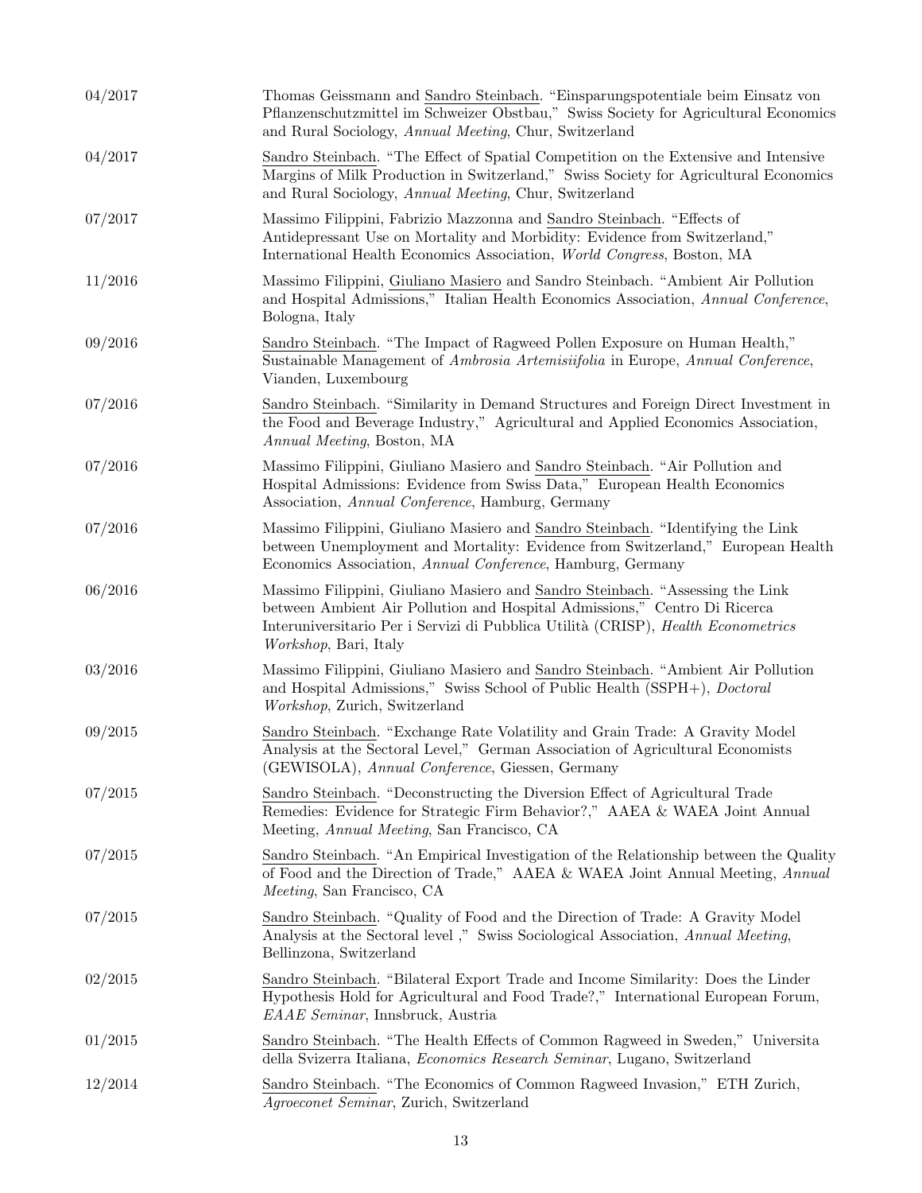| | |
|---|---|
| 04/2017 | Thomas Geissmann and Sandro Steinbach. "Einsparungspotentiale beim Einsatz von Pflanzenschutzmittel im Schweizer Obstbau," Swiss Society for Agricultural Economics and Rural Sociology, *Annual Meeting*, Chur, Switzerland |
| 04/2017 | Sandro Steinbach. "The Effect of Spatial Competition on the Extensive and Intensive Margins of Milk Production in Switzerland," Swiss Society for Agricultural Economics and Rural Sociology, *Annual Meeting*, Chur, Switzerland |
| 07/2017 | Massimo Filippini, Fabrizio Mazzonna and Sandro Steinbach. "Effects of Antidepressant Use on Mortality and Morbidity: Evidence from Switzerland," International Health Economics Association, *World Congress*, Boston, MA |
| 11/2016 | Massimo Filippini, Giuliano Masiero and Sandro Steinbach. "Ambient Air Pollution and Hospital Admissions," Italian Health Economics Association, *Annual Conference*, Bologna, Italy |
| 09/2016 | Sandro Steinbach. "The Impact of Ragweed Pollen Exposure on Human Health," Sustainable Management of *Ambrosia Artemisiifolia* in Europe, *Annual Conference*, Vianden, Luxembourg |
| 07/2016 | Sandro Steinbach. "Similarity in Demand Structures and Foreign Direct Investment in the Food and Beverage Industry," Agricultural and Applied Economics Association, *Annual Meeting*, Boston, MA |
| 07/2016 | Massimo Filippini, Giuliano Masiero and Sandro Steinbach. "Air Pollution and Hospital Admissions: Evidence from Swiss Data," European Health Economics Association, *Annual Conference*, Hamburg, Germany |
| 07/2016 | Massimo Filippini, Giuliano Masiero and Sandro Steinbach. "Identifying the Link between Unemployment and Mortality: Evidence from Switzerland," European Health Economics Association, *Annual Conference*, Hamburg, Germany |
| 06/2016 | Massimo Filippini, Giuliano Masiero and Sandro Steinbach. "Assessing the Link between Ambient Air Pollution and Hospital Admissions," Centro Di Ricerca Interuniversitario Per i Servizi di Pubblica Utilità (CRISP), *Health Econometrics Workshop*, Bari, Italy |
| 03/2016 | Massimo Filippini, Giuliano Masiero and Sandro Steinbach. "Ambient Air Pollution and Hospital Admissions," Swiss School of Public Health (SSPH+), *Doctoral Workshop*, Zurich, Switzerland |
| 09/2015 | Sandro Steinbach. "Exchange Rate Volatility and Grain Trade: A Gravity Model Analysis at the Sectoral Level," German Association of Agricultural Economists (GEWISOLA), *Annual Conference*, Giessen, Germany |
| 07/2015 | Sandro Steinbach. "Deconstructing the Diversion Effect of Agricultural Trade Remedies: Evidence for Strategic Firm Behavior?," AAEA & WAEA Joint Annual Meeting, *Annual Meeting*, San Francisco, CA |
| 07/2015 | Sandro Steinbach. "An Empirical Investigation of the Relationship between the Quality of Food and the Direction of Trade," AAEA & WAEA Joint Annual Meeting, *Annual Meeting*, San Francisco, CA |
| 07/2015 | Sandro Steinbach. "Quality of Food and the Direction of Trade: A Gravity Model Analysis at the Sectoral level ," Swiss Sociological Association, *Annual Meeting*, Bellinzona, Switzerland |
| 02/2015 | Sandro Steinbach. "Bilateral Export Trade and Income Similarity: Does the Linder Hypothesis Hold for Agricultural and Food Trade?," International European Forum, *EAAE Seminar*, Innsbruck, Austria |
| 01/2015 | Sandro Steinbach. "The Health Effects of Common Ragweed in Sweden," Universita della Svizzerra Italiana, *Economics Research Seminar*, Lugano, Switzerland |
| 12/2014 | Sandro Steinbach. "The Economics of Common Ragweed Invasion," ETH Zurich, *Agroeconet Seminar*, Zurich, Switzerland |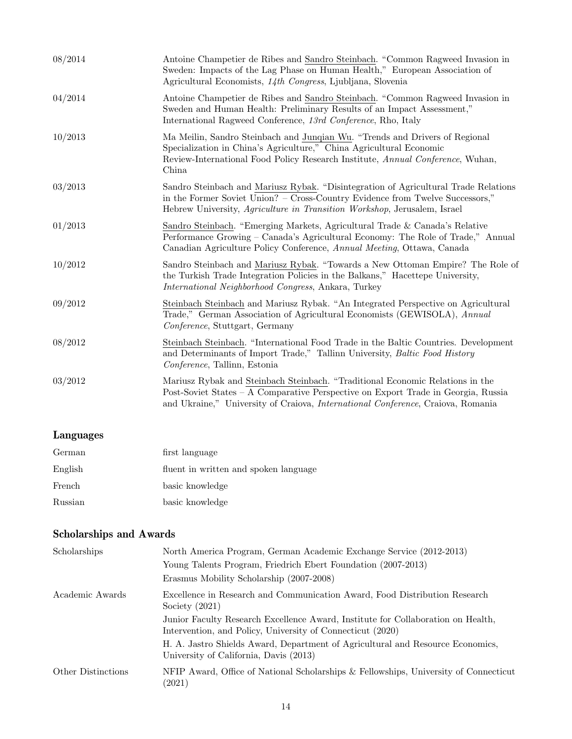| | |
|---|---|
| 08/2014 | Antoine Champetier de Ribes and Sandro Steinbach. "Common Ragweed Invasion in Sweden: Impacts of the Lag Phase on Human Health," European Association of Agricultural Economists, *14th Congress*, Ljubljana, Slovenia |
| 04/2014 | Antoine Champetier de Ribes and Sandro Steinbach. "Common Ragweed Invasion in Sweden and Human Health: Preliminary Results of an Impact Assessment," International Ragweed Conference, *13rd Conference*, Rho, Italy |
| 10/2013 | Ma Meilin, Sandro Steinbach and Junqian Wu. "Trends and Drivers of Regional Specialization in China's Agriculture," China Agricultural Economic Review-International Food Policy Research Institute, *Annual Conference*, Wuhan, China |
| 03/2013 | Sandro Steinbach and Mariusz Rybak. "Disintegration of Agricultural Trade Relations in the Former Soviet Union? – Cross-Country Evidence from Twelve Successors," Hebrew University, *Agriculture in Transition Workshop*, Jerusalem, Israel |
| 01/2013 | Sandro Steinbach. "Emerging Markets, Agricultural Trade & Canada's Relative Performance Growing – Canada's Agricultural Economy: The Role of Trade," Annual Canadian Agriculture Policy Conference, *Annual Meeting*, Ottawa, Canada |
| 10/2012 | Sandro Steinbach and Mariusz Rybak. "Towards a New Ottoman Empire? The Role of the Turkish Trade Integration Policies in the Balkans," Hacettepe University, *International Neighborhood Congress*, Ankara, Turkey |
| 09/2012 | Steinbach Steinbach and Mariusz Rybak. "An Integrated Perspective on Agricultural Trade," German Association of Agricultural Economists (GEWISOLA), *Annual Conference*, Stuttgart, Germany |
| 08/2012 | Steinbach Steinbach. "International Food Trade in the Baltic Countries. Development and Determinants of Import Trade," Tallinn University, *Baltic Food History Conference*, Tallinn, Estonia |
| 03/2012 | Mariusz Rybak and Steinbach Steinbach. "Traditional Economic Relations in the Post-Soviet States – A Comparative Perspective on Export Trade in Georgia, Russia and Ukraine," University of Craiova, *International Conference*, Craiova, Romania |

## Languages

| | |
|---|---|
| German | first language |
| English | fluent in written and spoken language |
| French | basic knowledge |
| Russian | basic knowledge |

## Scholarships and Awards

| | |
|---|---|
| Scholarships | North America Program, German Academic Exchange Service (2012-2013) |
| | Young Talents Program, Friedrich Ebert Foundation (2007-2013) |
| | Erasmus Mobility Scholarship (2007-2008) |
| Academic Awards | Excellence in Research and Communication Award, Food Distribution Research Society (2021) |
| | Junior Faculty Research Excellence Award, Institute for Collaboration on Health, Intervention, and Policy, University of Connecticut (2020) |
| | H. A. Jastro Shields Award, Department of Agricultural and Resource Economics, University of California, Davis (2013) |
| Other Distinctions | NFIP Award, Office of National Scholarships & Fellowships, University of Connecticut (2021) |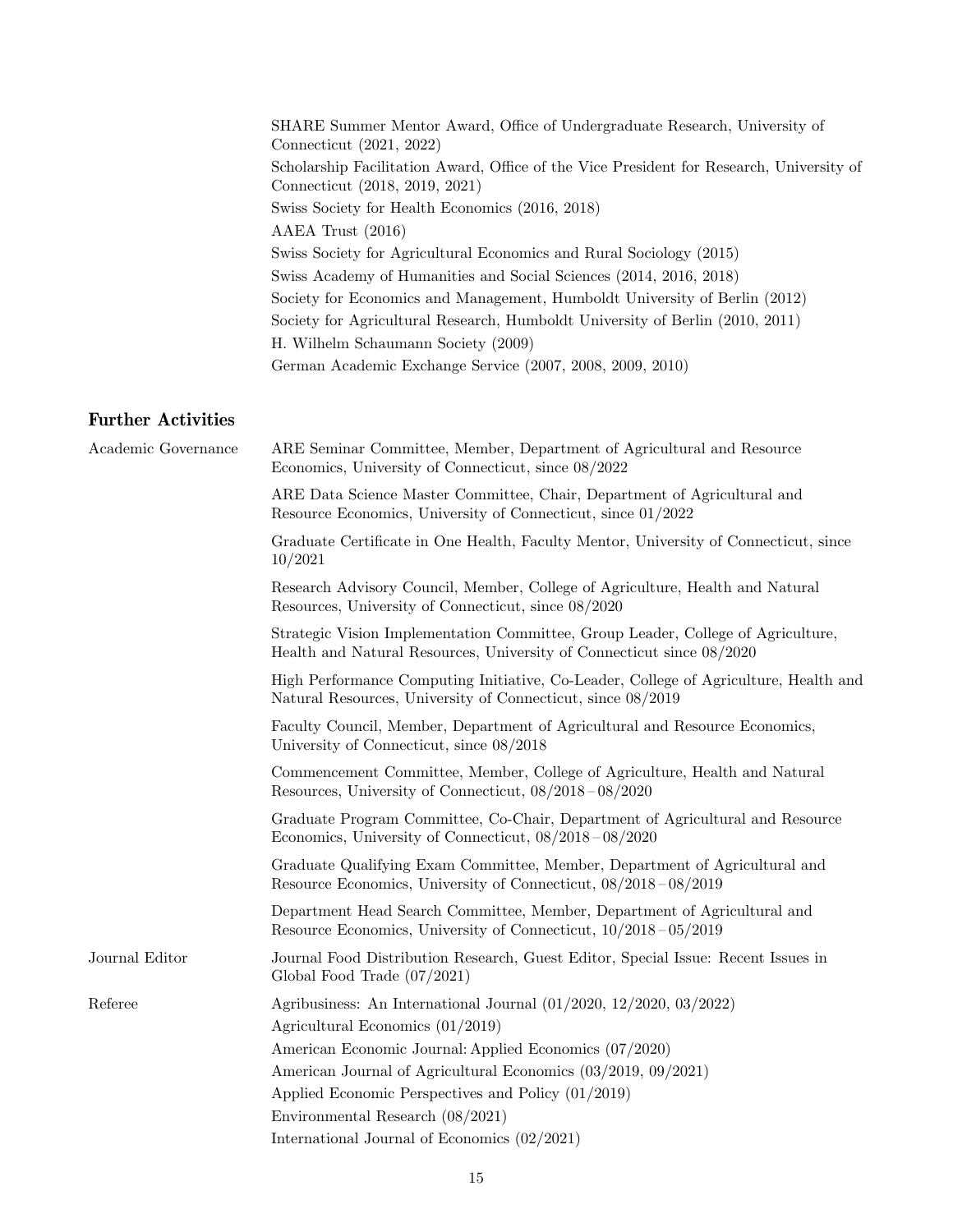SHARE Summer Mentor Award, Office of Undergraduate Research, University of Connecticut (2021, 2022)
Scholarship Facilitation Award, Office of the Vice President for Research, University of Connecticut (2018, 2019, 2021)
Swiss Society for Health Economics (2016, 2018)
AAEA Trust (2016)
Swiss Society for Agricultural Economics and Rural Sociology (2015)
Swiss Academy of Humanities and Social Sciences (2014, 2016, 2018)
Society for Economics and Management, Humboldt University of Berlin (2012)
Society for Agricultural Research, Humboldt University of Berlin (2010, 2011)
H. Wilhelm Schaumann Society (2009)
German Academic Exchange Service (2007, 2008, 2009, 2010)

## Further Activities

**Academic Governance**

ARE Seminar Committee, Member, Department of Agricultural and Resource Economics, University of Connecticut, since 08/2022

ARE Data Science Master Committee, Chair, Department of Agricultural and Resource Economics, University of Connecticut, since 01/2022

Graduate Certificate in One Health, Faculty Mentor, University of Connecticut, since 10/2021

Research Advisory Council, Member, College of Agriculture, Health and Natural Resources, University of Connecticut, since 08/2020

Strategic Vision Implementation Committee, Group Leader, College of Agriculture, Health and Natural Resources, University of Connecticut since 08/2020

High Performance Computing Initiative, Co-Leader, College of Agriculture, Health and Natural Resources, University of Connecticut, since 08/2019

Faculty Council, Member, Department of Agricultural and Resource Economics, University of Connecticut, since 08/2018

Commencement Committee, Member, College of Agriculture, Health and Natural Resources, University of Connecticut, 08/2018 – 08/2020

Graduate Program Committee, Co-Chair, Department of Agricultural and Resource Economics, University of Connecticut, 08/2018 – 08/2020

Graduate Qualifying Exam Committee, Member, Department of Agricultural and Resource Economics, University of Connecticut, 08/2018 – 08/2019

Department Head Search Committee, Member, Department of Agricultural and Resource Economics, University of Connecticut, 10/2018 – 05/2019

**Journal Editor**

Journal Food Distribution Research, Guest Editor, Special Issue: Recent Issues in Global Food Trade (07/2021)

**Referee**

Agribusiness: An International Journal (01/2020, 12/2020, 03/2022)
Agricultural Economics (01/2019)
American Economic Journal: Applied Economics (07/2020)
American Journal of Agricultural Economics (03/2019, 09/2021)
Applied Economic Perspectives and Policy (01/2019)
Environmental Research (08/2021)
International Journal of Economics (02/2021)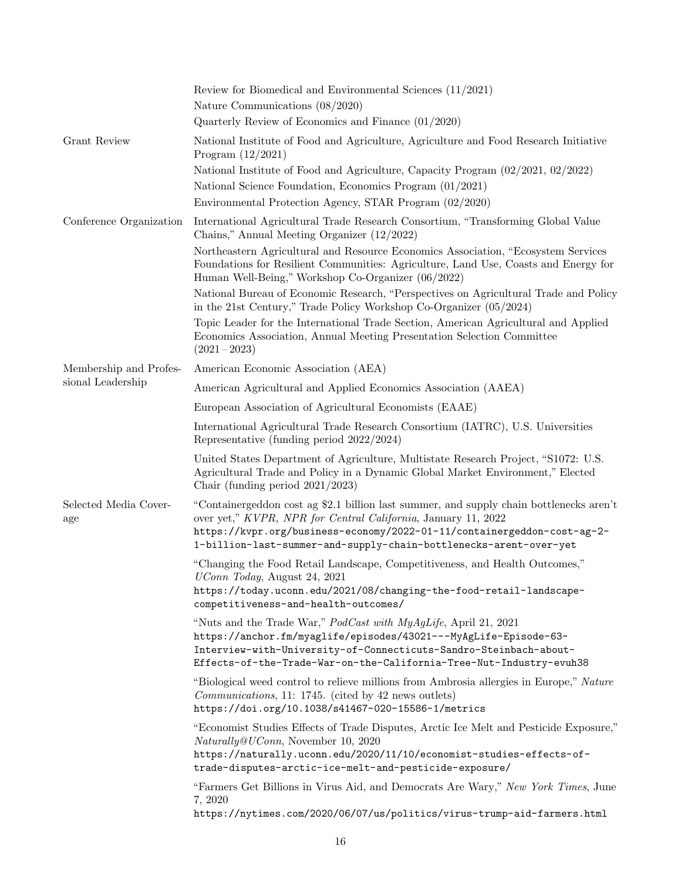Review for Biomedical and Environmental Sciences (11/2021)
Nature Communications (08/2020)
Quarterly Review of Economics and Finance (01/2020)

**Grant Review**

National Institute of Food and Agriculture, Agriculture and Food Research Initiative Program (12/2021)
National Institute of Food and Agriculture, Capacity Program (02/2021, 02/2022)
National Science Foundation, Economics Program (01/2021)
Environmental Protection Agency, STAR Program (02/2020)

**Conference Organization**

International Agricultural Trade Research Consortium, "Transforming Global Value Chains," Annual Meeting Organizer (12/2022)

Northeastern Agricultural and Resource Economics Association, "Ecosystem Services Foundations for Resilient Communities: Agriculture, Land Use, Coasts and Energy for Human Well-Being," Workshop Co-Organizer (06/2022)

National Bureau of Economic Research, "Perspectives on Agricultural Trade and Policy in the 21st Century," Trade Policy Workshop Co-Organizer (05/2024)

Topic Leader for the International Trade Section, American Agricultural and Applied Economics Association, Annual Meeting Presentation Selection Committee (2021 – 2023)

**Membership and Professional Leadership**

American Economic Association (AEA)

American Agricultural and Applied Economics Association (AAEA)

European Association of Agricultural Economists (EAAE)

International Agricultural Trade Research Consortium (IATRC), U.S. Universities Representative (funding period 2022/2024)

United States Department of Agriculture, Multistate Research Project, "S1072: U.S. Agricultural Trade and Policy in a Dynamic Global Market Environment," Elected Chair (funding period 2021/2023)

**Selected Media Coverage**

"Containergeddon cost ag $2.1 billion last summer, and supply chain bottlenecks aren't over yet," *KVPR, NPR for Central California*, January 11, 2022
https://kvpr.org/business-economy/2022-01-11/containergeddon-cost-ag-2-1-billion-last-summer-and-supply-chain-bottlenecks-arent-over-yet

"Changing the Food Retail Landscape, Competitiveness, and Health Outcomes," *UConn Today*, August 24, 2021
https://today.uconn.edu/2021/08/changing-the-food-retail-landscape-competitiveness-and-health-outcomes/

"Nuts and the Trade War," *PodCast with MyAgLife*, April 21, 2021
https://anchor.fm/myaglife/episodes/43021---MyAgLife-Episode-63-Interview-with-University-of-Connecticuts-Sandro-Steinbach-about-Effects-of-the-Trade-War-on-the-California-Tree-Nut-Industry-evuh38

"Biological weed control to relieve millions from Ambrosia allergies in Europe," *Nature Communications*, 11: 1745. (cited by 42 news outlets)
https://doi.org/10.1038/s41467-020-15586-1/metrics

"Economist Studies Effects of Trade Disputes, Arctic Ice Melt and Pesticide Exposure," *Naturally@UConn*, November 10, 2020
https://naturally.uconn.edu/2020/11/10/economist-studies-effects-of-trade-disputes-arctic-ice-melt-and-pesticide-exposure/

"Farmers Get Billions in Virus Aid, and Democrats Are Wary," *New York Times*, June 7, 2020
https://nytimes.com/2020/06/07/us/politics/virus-trump-aid-farmers.html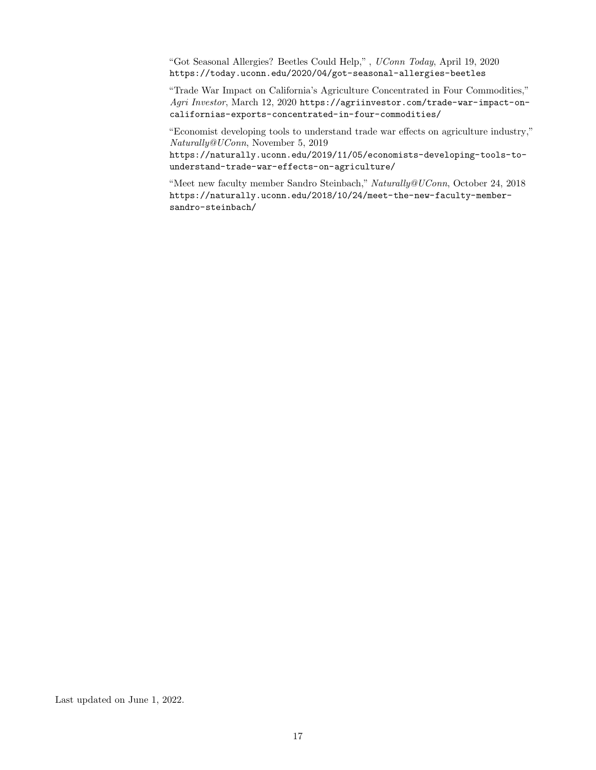"Got Seasonal Allergies? Beetles Could Help," , *UConn Today*, April 19, 2020 https://today.uconn.edu/2020/04/got-seasonal-allergies-beetles

"Trade War Impact on California's Agriculture Concentrated in Four Commodities," *Agri Investor*, March 12, 2020 https://agriinvestor.com/trade-war-impact-on-californias-exports-concentrated-in-four-commodities/

"Economist developing tools to understand trade war effects on agriculture industry," *Naturally@UConn*, November 5, 2019 https://naturally.uconn.edu/2019/11/05/economists-developing-tools-to-understand-trade-war-effects-on-agriculture/

"Meet new faculty member Sandro Steinbach," *Naturally@UConn*, October 24, 2018 https://naturally.uconn.edu/2018/10/24/meet-the-new-faculty-member-sandro-steinbach/

Last updated on June 1, 2022.